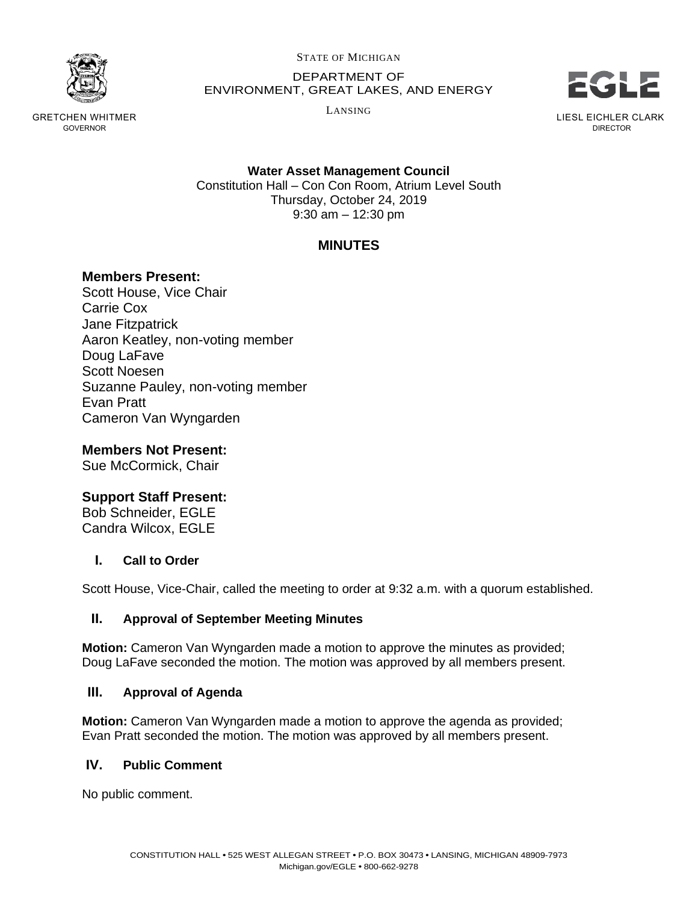STATE OF MICHIGAN

DEPARTMENT OF
ENVIRONMENT, GREAT LAKES, AND ENERGY

LANSING

GRETCHEN WHITMER
GOVERNOR

LIESL EICHLER CLARK
DIRECTOR

**Water Asset Management Council**
Constitution Hall – Con Con Room, Atrium Level South
Thursday, October 24, 2019
9:30 am – 12:30 pm

## MINUTES

### Members Present:

Scott House, Vice Chair
Carrie Cox
Jane Fitzpatrick
Aaron Keatley, non-voting member
Doug LaFave
Scott Noesen
Suzanne Pauley, non-voting member
Evan Pratt
Cameron Van Wyngarden

### Members Not Present:

Sue McCormick, Chair

### Support Staff Present:

Bob Schneider, EGLE
Candra Wilcox, EGLE

### I. Call to Order

Scott House, Vice-Chair, called the meeting to order at 9:32 a.m. with a quorum established.

### II. Approval of September Meeting Minutes

**Motion:** Cameron Van Wyngarden made a motion to approve the minutes as provided; Doug LaFave seconded the motion. The motion was approved by all members present.

### III. Approval of Agenda

**Motion:** Cameron Van Wyngarden made a motion to approve the agenda as provided; Evan Pratt seconded the motion. The motion was approved by all members present.

### IV. Public Comment

No public comment.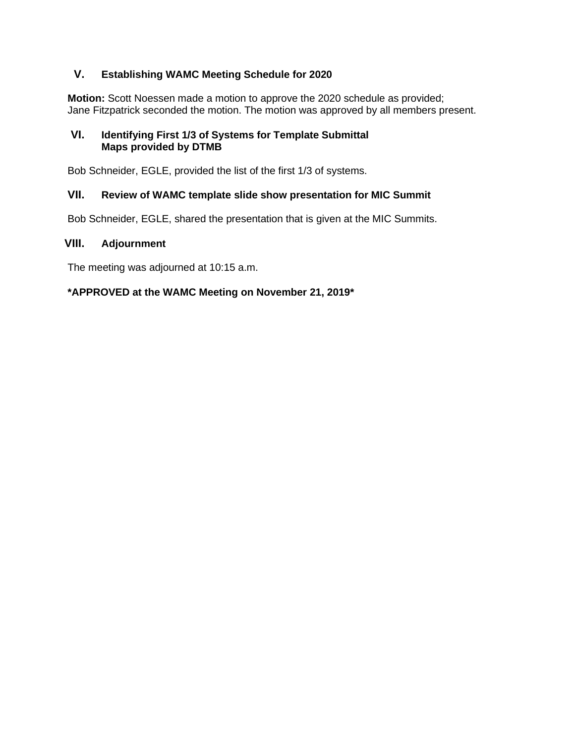## V. Establishing WAMC Meeting Schedule for 2020

**Motion:** Scott Noessen made a motion to approve the 2020 schedule as provided; Jane Fitzpatrick seconded the motion. The motion was approved by all members present.

## VI. Identifying First 1/3 of Systems for Template Submittal Maps provided by DTMB

Bob Schneider, EGLE, provided the list of the first 1/3 of systems.

## VII. Review of WAMC template slide show presentation for MIC Summit

Bob Schneider, EGLE, shared the presentation that is given at the MIC Summits.

## VIII. Adjournment

The meeting was adjourned at 10:15 a.m.

**\*APPROVED at the WAMC Meeting on November 21, 2019\***